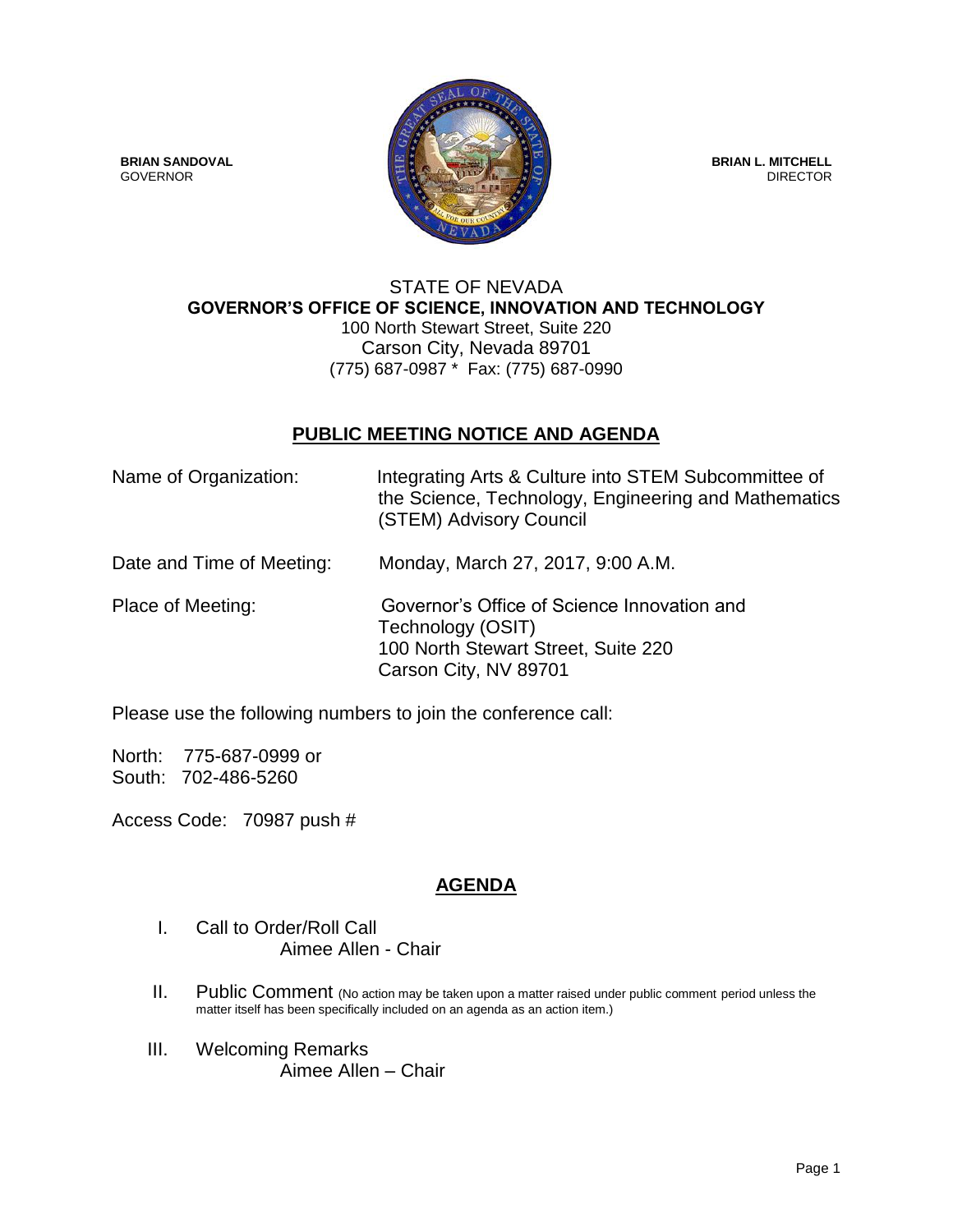**BRIAN SANDOVAL**
GOVERNOR

**BRIAN L. MITCHELL**
DIRECTOR

STATE OF NEVADA
**GOVERNOR'S OFFICE OF SCIENCE, INNOVATION AND TECHNOLOGY**
100 North Stewart Street, Suite 220
Carson City, Nevada 89701
(775) 687-0987 * Fax: (775) 687-0990

## PUBLIC MEETING NOTICE AND AGENDA

Name of Organization: Integrating Arts & Culture into STEM Subcommittee of the Science, Technology, Engineering and Mathematics (STEM) Advisory Council

Date and Time of Meeting: Monday, March 27, 2017, 9:00 A.M.

Place of Meeting: Governor's Office of Science Innovation and Technology (OSIT)
100 North Stewart Street, Suite 220
Carson City, NV 89701

Please use the following numbers to join the conference call:

North: 775-687-0999 or
South: 702-486-5260

Access Code: 70987 push #

## AGENDA

I. Call to Order/Roll Call
Aimee Allen - Chair

II. Public Comment (No action may be taken upon a matter raised under public comment period unless the matter itself has been specifically included on an agenda as an action item.)

III. Welcoming Remarks
Aimee Allen – Chair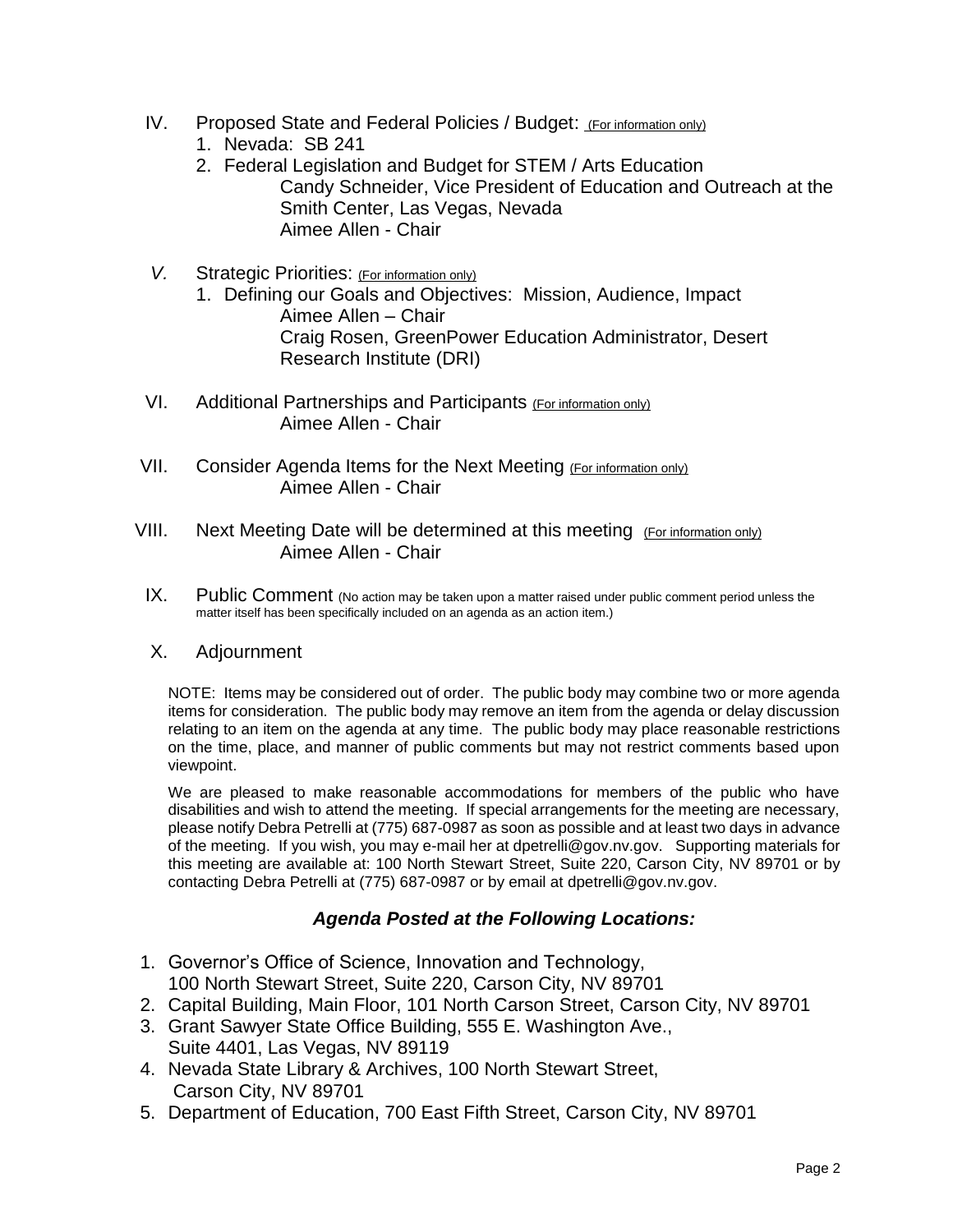IV. Proposed State and Federal Policies / Budget: (For information only)

1. Nevada: SB 241
2. Federal Legislation and Budget for STEM / Arts Education
   Candy Schneider, Vice President of Education and Outreach at the Smith Center, Las Vegas, Nevada
   Aimee Allen - Chair

*V.* Strategic Priorities: (For information only)

1. Defining our Goals and Objectives: Mission, Audience, Impact
   Aimee Allen – Chair
   Craig Rosen, GreenPower Education Administrator, Desert Research Institute (DRI)

VI. Additional Partnerships and Participants (For information only)
   Aimee Allen - Chair

VII. Consider Agenda Items for the Next Meeting (For information only)
   Aimee Allen - Chair

VIII. Next Meeting Date will be determined at this meeting (For information only)
   Aimee Allen - Chair

IX. Public Comment (No action may be taken upon a matter raised under public comment period unless the matter itself has been specifically included on an agenda as an action item.)

X. Adjournment

NOTE: Items may be considered out of order. The public body may combine two or more agenda items for consideration. The public body may remove an item from the agenda or delay discussion relating to an item on the agenda at any time. The public body may place reasonable restrictions on the time, place, and manner of public comments but may not restrict comments based upon viewpoint.

We are pleased to make reasonable accommodations for members of the public who have disabilities and wish to attend the meeting. If special arrangements for the meeting are necessary, please notify Debra Petrelli at (775) 687-0987 as soon as possible and at least two days in advance of the meeting. If you wish, you may e-mail her at dpetrelli@gov.nv.gov. Supporting materials for this meeting are available at: 100 North Stewart Street, Suite 220, Carson City, NV 89701 or by contacting Debra Petrelli at (775) 687-0987 or by email at dpetrelli@gov.nv.gov.

### *Agenda Posted at the Following Locations:*

1. Governor's Office of Science, Innovation and Technology, 100 North Stewart Street, Suite 220, Carson City, NV 89701
2. Capital Building, Main Floor, 101 North Carson Street, Carson City, NV 89701
3. Grant Sawyer State Office Building, 555 E. Washington Ave., Suite 4401, Las Vegas, NV 89119
4. Nevada State Library & Archives, 100 North Stewart Street, Carson City, NV 89701
5. Department of Education, 700 East Fifth Street, Carson City, NV 89701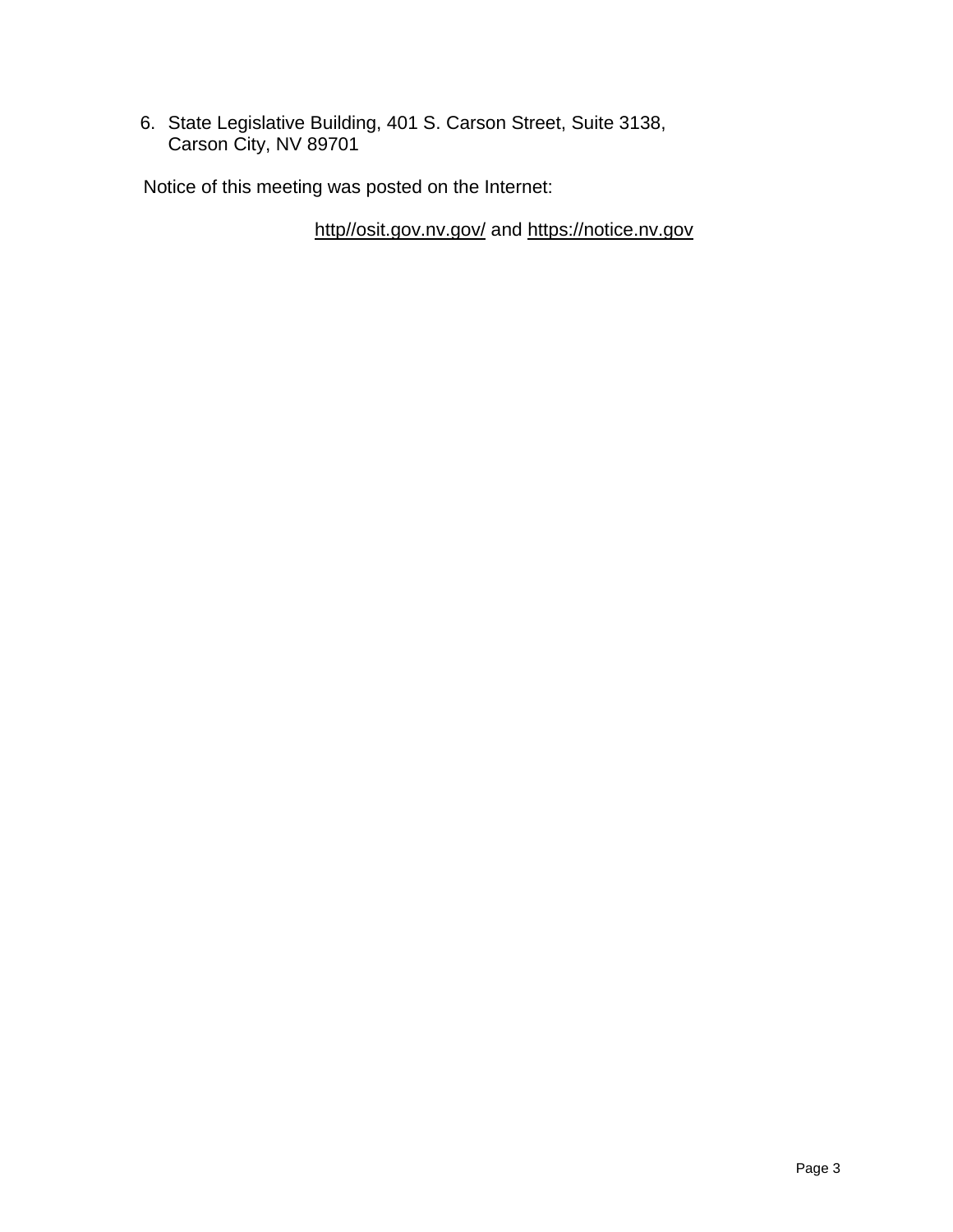6. State Legislative Building, 401 S. Carson Street, Suite 3138, Carson City, NV 89701

Notice of this meeting was posted on the Internet:

http//osit.gov.nv.gov/ and https://notice.nv.gov